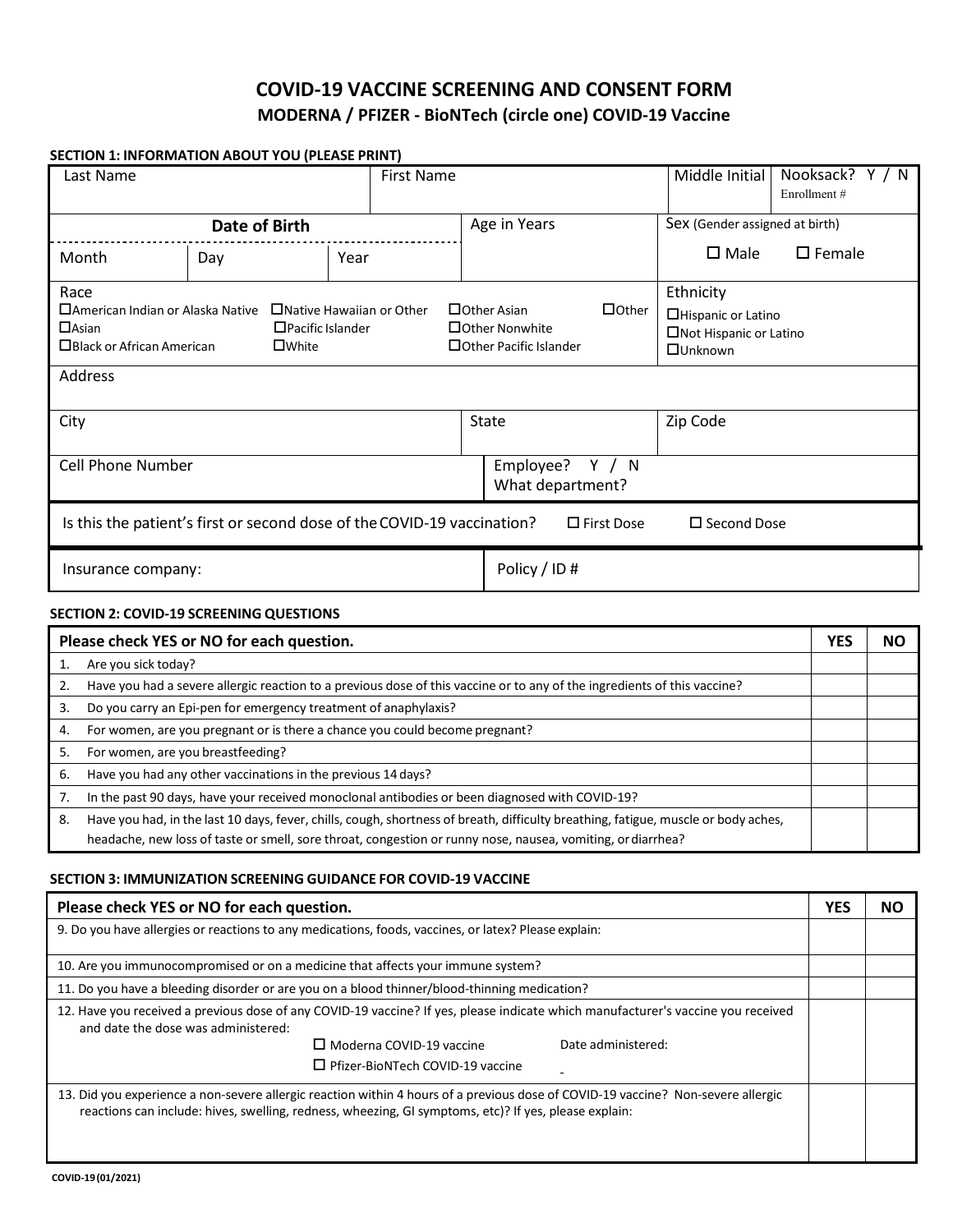# COVID-19 VACCINE SCREENING AND CONSENT FORM

## MODERNA / PFIZER - BioNTech (circle one) COVID-19 Vaccine

### SECTION 1: INFORMATION ABOUT YOU (PLEASE PRINT)

| Last Name | First Name | Middle Initial | Nooksack? Y / N Enrollment # |
|---|---|---|---|
| | | | |

| Date of Birth | | | Age in Years | Sex (Gender assigned at birth) |
|---|---|---|---|---|
| Month | Day | Year | | ☐ Male ☐ Female |

| Race | Ethnicity |
|---|---|
| ☐American Indian or Alaska Native ☐Native Hawaiian or Other Pacific Islander ☐Other Asian ☐Other ☐Asian ☐Other Nonwhite ☐Black or African American ☐White ☐Other Pacific Islander | ☐Hispanic or Latino ☐Not Hispanic or Latino ☐Unknown |

| Address | | |
|---|---|---|
| City | State | Zip Code |
| Cell Phone Number | Employee? Y / N What department? | |

Is this the patient's first or second dose of the COVID-19 vaccination? ☐ First Dose ☐ Second Dose

| Insurance company: | Policy / ID # |
|---|---|
| | |

### SECTION 2: COVID-19 SCREENING QUESTIONS

| Please check YES or NO for each question. | YES | NO |
|---|---|---|
| 1. Are you sick today? | | |
| 2. Have you had a severe allergic reaction to a previous dose of this vaccine or to any of the ingredients of this vaccine? | | |
| 3. Do you carry an Epi-pen for emergency treatment of anaphylaxis? | | |
| 4. For women, are you pregnant or is there a chance you could become pregnant? | | |
| 5. For women, are you breastfeeding? | | |
| 6. Have you had any other vaccinations in the previous 14 days? | | |
| 7. In the past 90 days, have your received monoclonal antibodies or been diagnosed with COVID-19? | | |
| 8. Have you had, in the last 10 days, fever, chills, cough, shortness of breath, difficulty breathing, fatigue, muscle or body aches, headache, new loss of taste or smell, sore throat, congestion or runny nose, nausea, vomiting, or diarrhea? | | |

### SECTION 3: IMMUNIZATION SCREENING GUIDANCE FOR COVID-19 VACCINE

| Please check YES or NO for each question. | YES | NO |
|---|---|---|
| 9. Do you have allergies or reactions to any medications, foods, vaccines, or latex? Please explain: | | |
| 10. Are you immunocompromised or on a medicine that affects your immune system? | | |
| 11. Do you have a bleeding disorder or are you on a blood thinner/blood-thinning medication? | | |
| 12. Have you received a previous dose of any COVID-19 vaccine? If yes, please indicate which manufacturer's vaccine you received and date the dose was administered: ☐ Moderna COVID-19 vaccine ☐ Pfizer-BioNTech COVID-19 vaccine Date administered: | | |
| 13. Did you experience a non-severe allergic reaction within 4 hours of a previous dose of COVID-19 vaccine? Non-severe allergic reactions can include: hives, swelling, redness, wheezing, GI symptoms, etc)? If yes, please explain: | | |

COVID-19 (01/2021)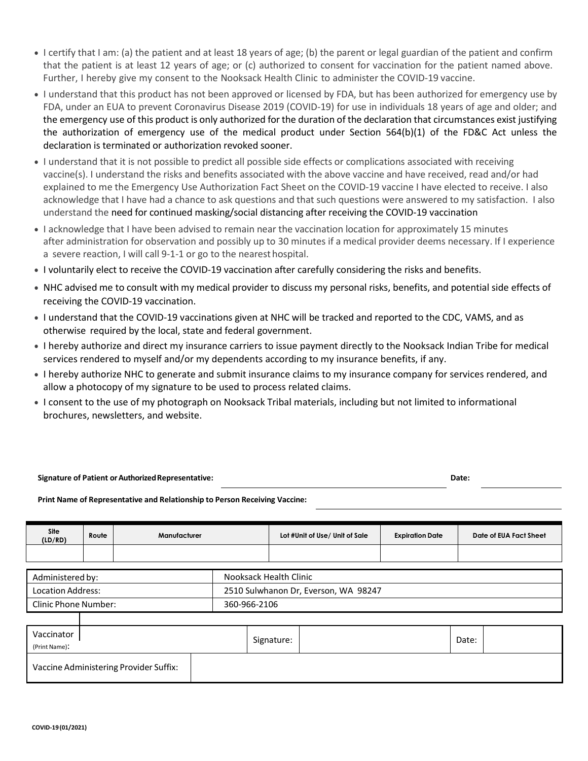- I certify that I am: (a) the patient and at least 18 years of age; (b) the parent or legal guardian of the patient and confirm that the patient is at least 12 years of age; or (c) authorized to consent for vaccination for the patient named above. Further, I hereby give my consent to the Nooksack Health Clinic to administer the COVID-19 vaccine.
- I understand that this product has not been approved or licensed by FDA, but has been authorized for emergency use by FDA, under an EUA to prevent Coronavirus Disease 2019 (COVID-19) for use in individuals 18 years of age and older; and the emergency use of this product is only authorized for the duration of the declaration that circumstances exist justifying the authorization of emergency use of the medical product under Section 564(b)(1) of the FD&C Act unless the declaration is terminated or authorization revoked sooner.
- I understand that it is not possible to predict all possible side effects or complications associated with receiving vaccine(s). I understand the risks and benefits associated with the above vaccine and have received, read and/or had explained to me the Emergency Use Authorization Fact Sheet on the COVID-19 vaccine I have elected to receive. I also acknowledge that I have had a chance to ask questions and that such questions were answered to my satisfaction. I also understand the need for continued masking/social distancing after receiving the COVID-19 vaccination
- I acknowledge that I have been advised to remain near the vaccination location for approximately 15 minutes after administration for observation and possibly up to 30 minutes if a medical provider deems necessary. If I experience a severe reaction, I will call 9-1-1 or go to the nearest hospital.
- I voluntarily elect to receive the COVID-19 vaccination after carefully considering the risks and benefits.
- NHC advised me to consult with my medical provider to discuss my personal risks, benefits, and potential side effects of receiving the COVID-19 vaccination.
- I understand that the COVID-19 vaccinations given at NHC will be tracked and reported to the CDC, VAMS, and as otherwise required by the local, state and federal government.
- I hereby authorize and direct my insurance carriers to issue payment directly to the Nooksack Indian Tribe for medical services rendered to myself and/or my dependents according to my insurance benefits, if any.
- I hereby authorize NHC to generate and submit insurance claims to my insurance company for services rendered, and allow a photocopy of my signature to be used to process related claims.
- I consent to the use of my photograph on Nooksack Tribal materials, including but not limited to informational brochures, newsletters, and website.

**Signature of Patient or Authorized Representative:** ______________________ **Date:** __________

**Print Name of Representative and Relationship to Person Receiving Vaccine:** ______________________

| Site (LD/RD) | Route | Manufacturer | Lot #Unit of Use/ Unit of Sale | Expiration Date | Date of EUA Fact Sheet |
|---|---|---|---|---|---|
| | | | | | |

| | |
|---|---|
| Administered by: | Nooksack Health Clinic |
| Location Address: | 2510 Sulwhanon Dr, Everson, WA 98247 |
| Clinic Phone Number: | 360-966-2106 |

| | | | | | |
|---|---|---|---|---|---|
| Vaccinator (Print Name): | | Signature: | | Date: | |
| Vaccine Administering Provider Suffix: | | | | | |

COVID-19 (01/2021)